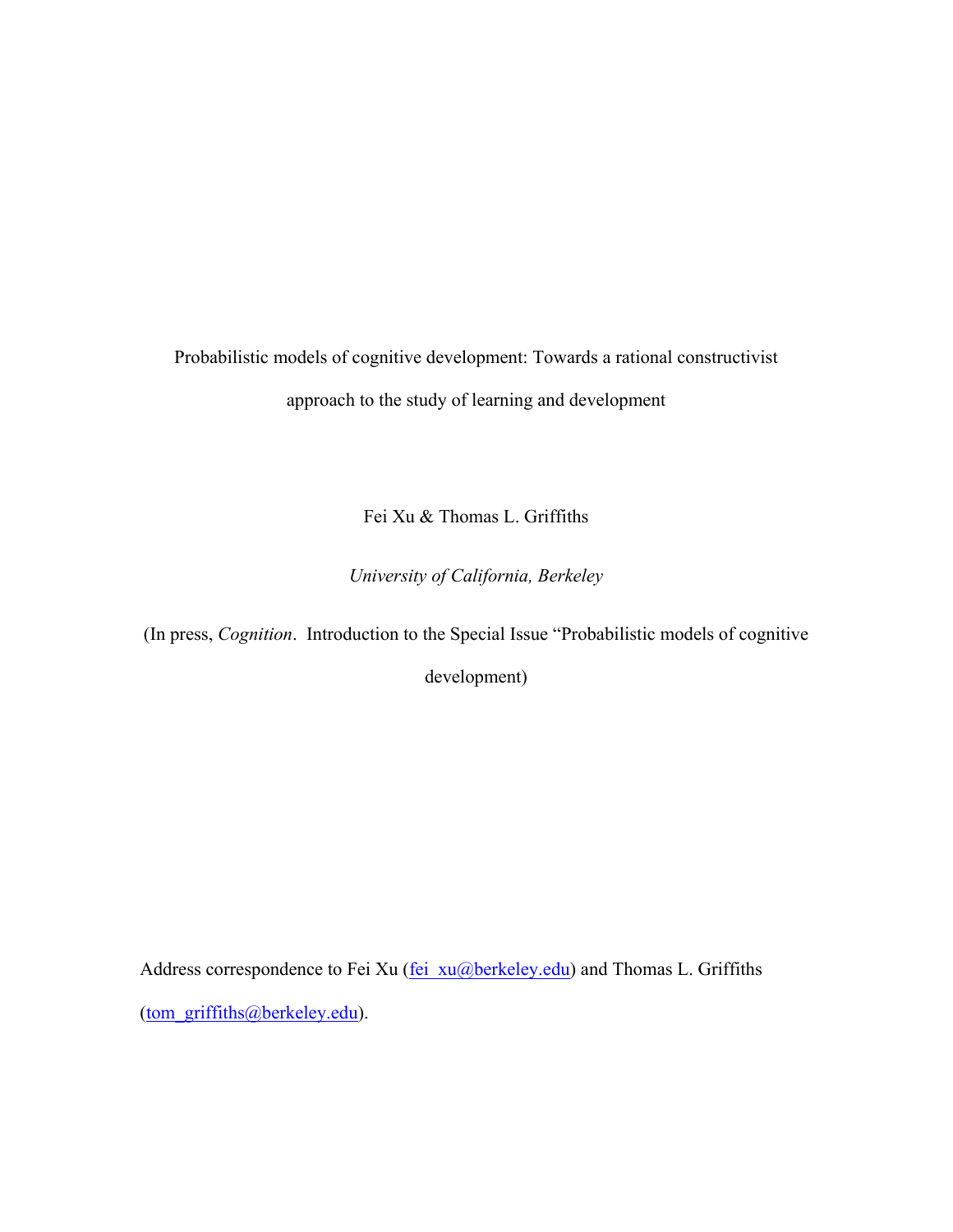# Probabilistic models of cognitive development: Towards a rational constructivist approach to the study of learning and development

Fei Xu & Thomas L. Griffiths

*University of California, Berkeley*

(In press, *Cognition*. Introduction to the Special Issue "Probabilistic models of cognitive development)

Address correspondence to Fei Xu (fei_xu@berkeley.edu) and Thomas L. Griffiths (tom_griffiths@berkeley.edu).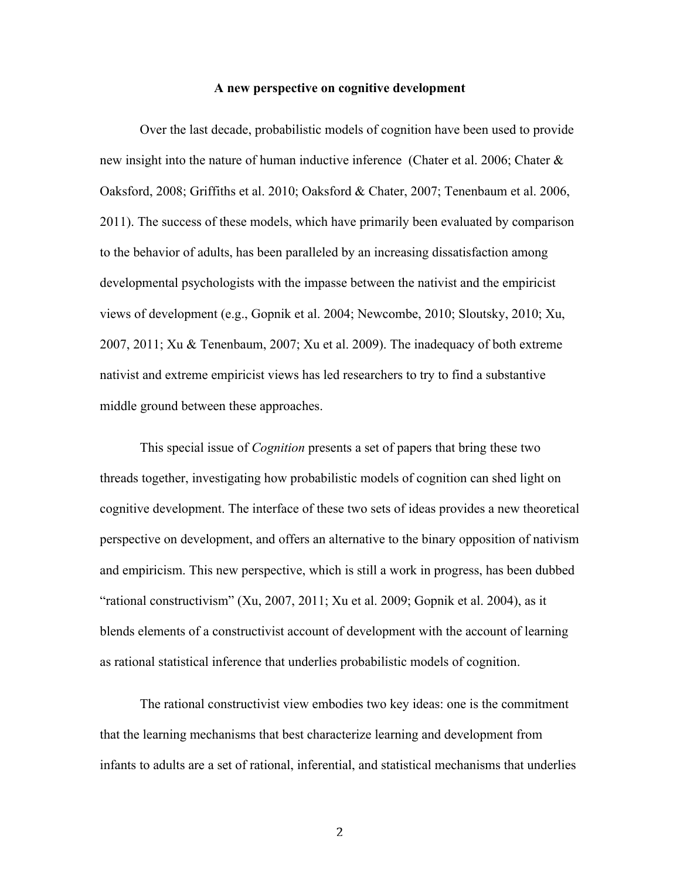**A new perspective on cognitive development**

Over the last decade, probabilistic models of cognition have been used to provide new insight into the nature of human inductive inference (Chater et al. 2006; Chater & Oaksford, 2008; Griffiths et al. 2010; Oaksford & Chater, 2007; Tenenbaum et al. 2006, 2011). The success of these models, which have primarily been evaluated by comparison to the behavior of adults, has been paralleled by an increasing dissatisfaction among developmental psychologists with the impasse between the nativist and the empiricist views of development (e.g., Gopnik et al. 2004; Newcombe, 2010; Sloutsky, 2010; Xu, 2007, 2011; Xu & Tenenbaum, 2007; Xu et al. 2009). The inadequacy of both extreme nativist and extreme empiricist views has led researchers to try to find a substantive middle ground between these approaches.

This special issue of *Cognition* presents a set of papers that bring these two threads together, investigating how probabilistic models of cognition can shed light on cognitive development. The interface of these two sets of ideas provides a new theoretical perspective on development, and offers an alternative to the binary opposition of nativism and empiricism. This new perspective, which is still a work in progress, has been dubbed "rational constructivism" (Xu, 2007, 2011; Xu et al. 2009; Gopnik et al. 2004), as it blends elements of a constructivist account of development with the account of learning as rational statistical inference that underlies probabilistic models of cognition.

The rational constructivist view embodies two key ideas: one is the commitment that the learning mechanisms that best characterize learning and development from infants to adults are a set of rational, inferential, and statistical mechanisms that underlies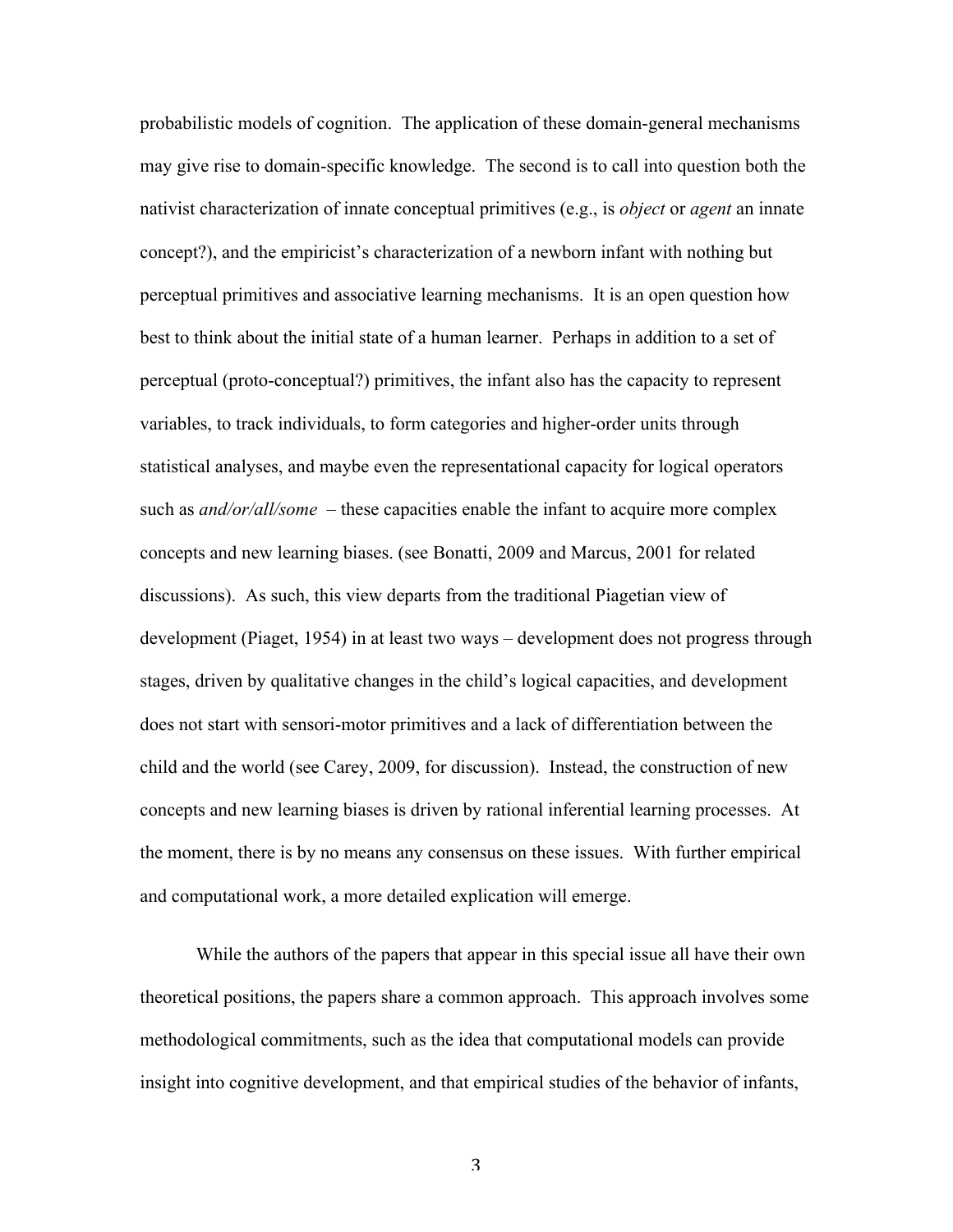probabilistic models of cognition. The application of these domain-general mechanisms may give rise to domain-specific knowledge. The second is to call into question both the nativist characterization of innate conceptual primitives (e.g., is *object* or *agent* an innate concept?), and the empiricist's characterization of a newborn infant with nothing but perceptual primitives and associative learning mechanisms. It is an open question how best to think about the initial state of a human learner. Perhaps in addition to a set of perceptual (proto-conceptual?) primitives, the infant also has the capacity to represent variables, to track individuals, to form categories and higher-order units through statistical analyses, and maybe even the representational capacity for logical operators such as *and/or/all/some* – these capacities enable the infant to acquire more complex concepts and new learning biases. (see Bonatti, 2009 and Marcus, 2001 for related discussions). As such, this view departs from the traditional Piagetian view of development (Piaget, 1954) in at least two ways – development does not progress through stages, driven by qualitative changes in the child's logical capacities, and development does not start with sensori-motor primitives and a lack of differentiation between the child and the world (see Carey, 2009, for discussion). Instead, the construction of new concepts and new learning biases is driven by rational inferential learning processes. At the moment, there is by no means any consensus on these issues. With further empirical and computational work, a more detailed explication will emerge.

While the authors of the papers that appear in this special issue all have their own theoretical positions, the papers share a common approach. This approach involves some methodological commitments, such as the idea that computational models can provide insight into cognitive development, and that empirical studies of the behavior of infants,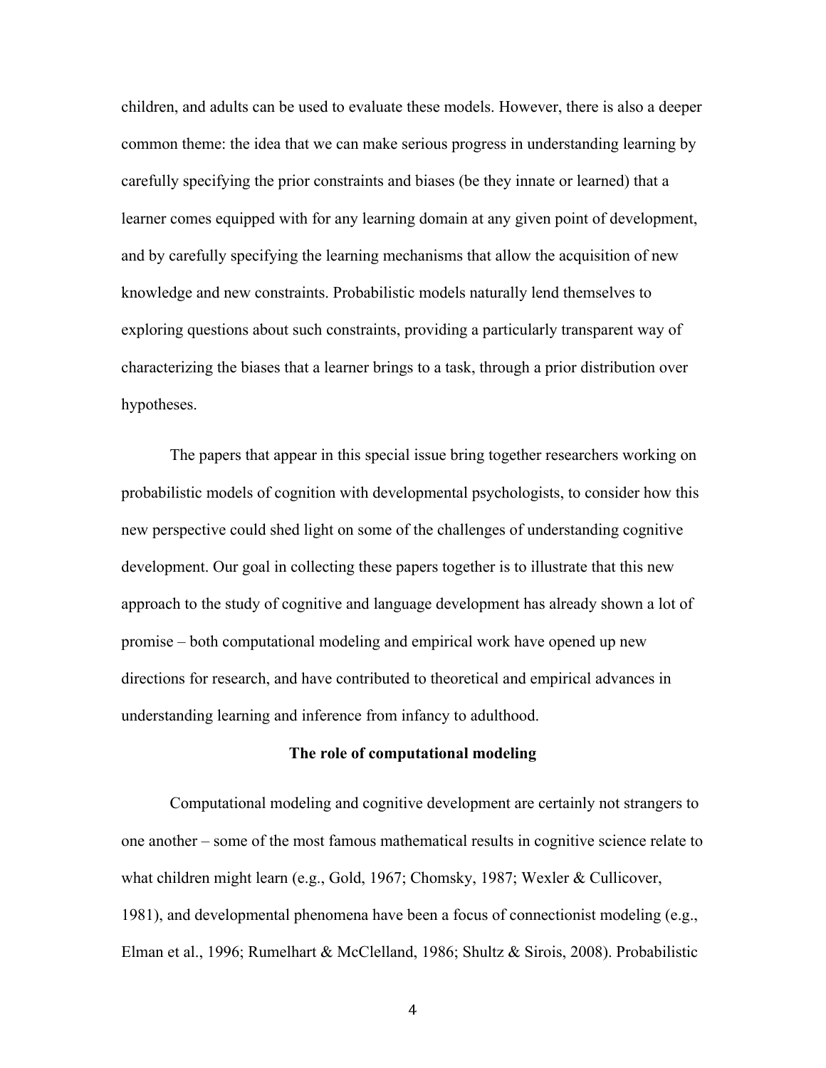children, and adults can be used to evaluate these models. However, there is also a deeper common theme: the idea that we can make serious progress in understanding learning by carefully specifying the prior constraints and biases (be they innate or learned) that a learner comes equipped with for any learning domain at any given point of development, and by carefully specifying the learning mechanisms that allow the acquisition of new knowledge and new constraints. Probabilistic models naturally lend themselves to exploring questions about such constraints, providing a particularly transparent way of characterizing the biases that a learner brings to a task, through a prior distribution over hypotheses.

The papers that appear in this special issue bring together researchers working on probabilistic models of cognition with developmental psychologists, to consider how this new perspective could shed light on some of the challenges of understanding cognitive development. Our goal in collecting these papers together is to illustrate that this new approach to the study of cognitive and language development has already shown a lot of promise – both computational modeling and empirical work have opened up new directions for research, and have contributed to theoretical and empirical advances in understanding learning and inference from infancy to adulthood.

## The role of computational modeling

Computational modeling and cognitive development are certainly not strangers to one another – some of the most famous mathematical results in cognitive science relate to what children might learn (e.g., Gold, 1967; Chomsky, 1987; Wexler & Cullicover, 1981), and developmental phenomena have been a focus of connectionist modeling (e.g., Elman et al., 1996; Rumelhart & McClelland, 1986; Shultz & Sirois, 2008). Probabilistic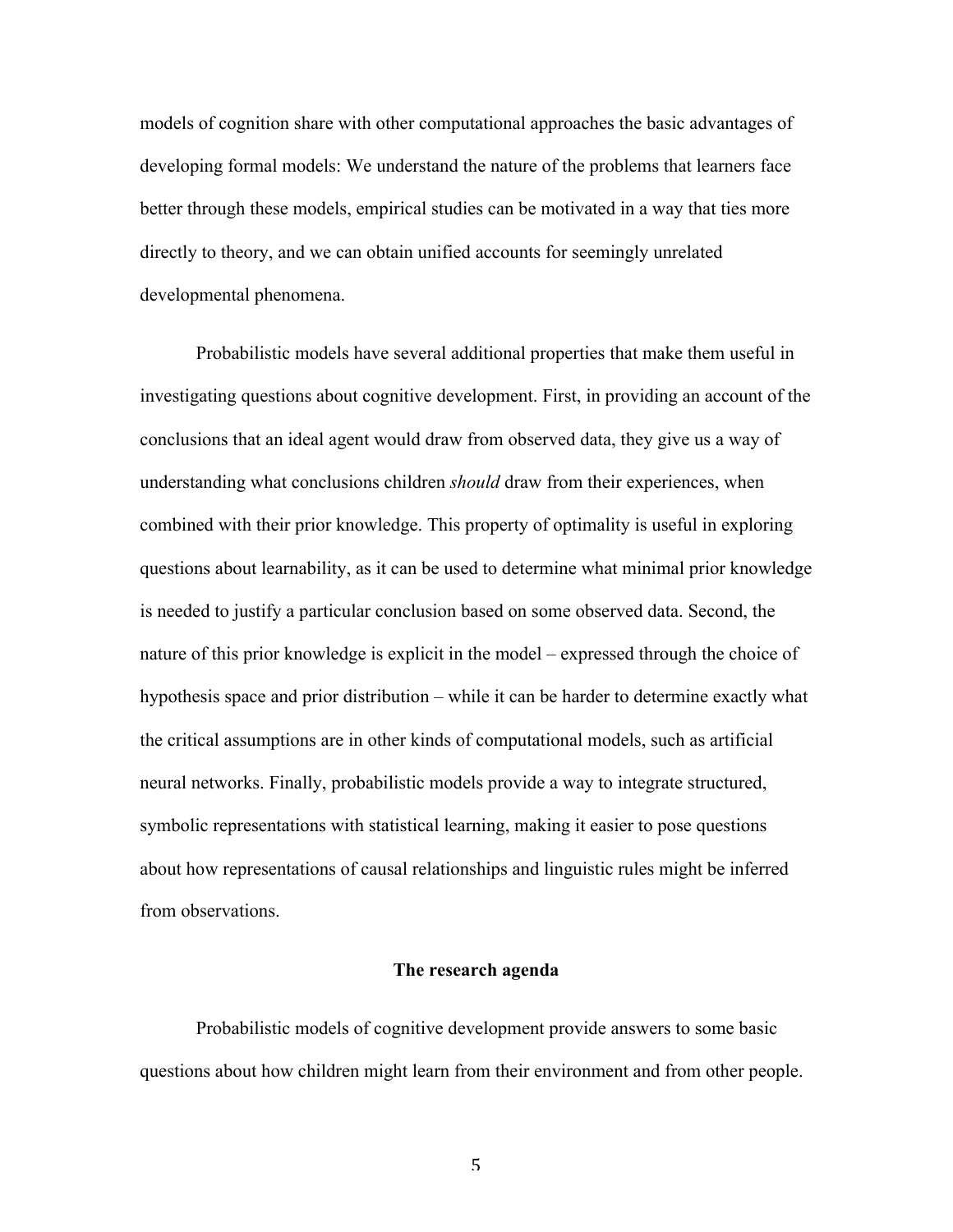models of cognition share with other computational approaches the basic advantages of developing formal models: We understand the nature of the problems that learners face better through these models, empirical studies can be motivated in a way that ties more directly to theory, and we can obtain unified accounts for seemingly unrelated developmental phenomena.

Probabilistic models have several additional properties that make them useful in investigating questions about cognitive development. First, in providing an account of the conclusions that an ideal agent would draw from observed data, they give us a way of understanding what conclusions children *should* draw from their experiences, when combined with their prior knowledge. This property of optimality is useful in exploring questions about learnability, as it can be used to determine what minimal prior knowledge is needed to justify a particular conclusion based on some observed data. Second, the nature of this prior knowledge is explicit in the model – expressed through the choice of hypothesis space and prior distribution – while it can be harder to determine exactly what the critical assumptions are in other kinds of computational models, such as artificial neural networks. Finally, probabilistic models provide a way to integrate structured, symbolic representations with statistical learning, making it easier to pose questions about how representations of causal relationships and linguistic rules might be inferred from observations.

## The research agenda

Probabilistic models of cognitive development provide answers to some basic questions about how children might learn from their environment and from other people.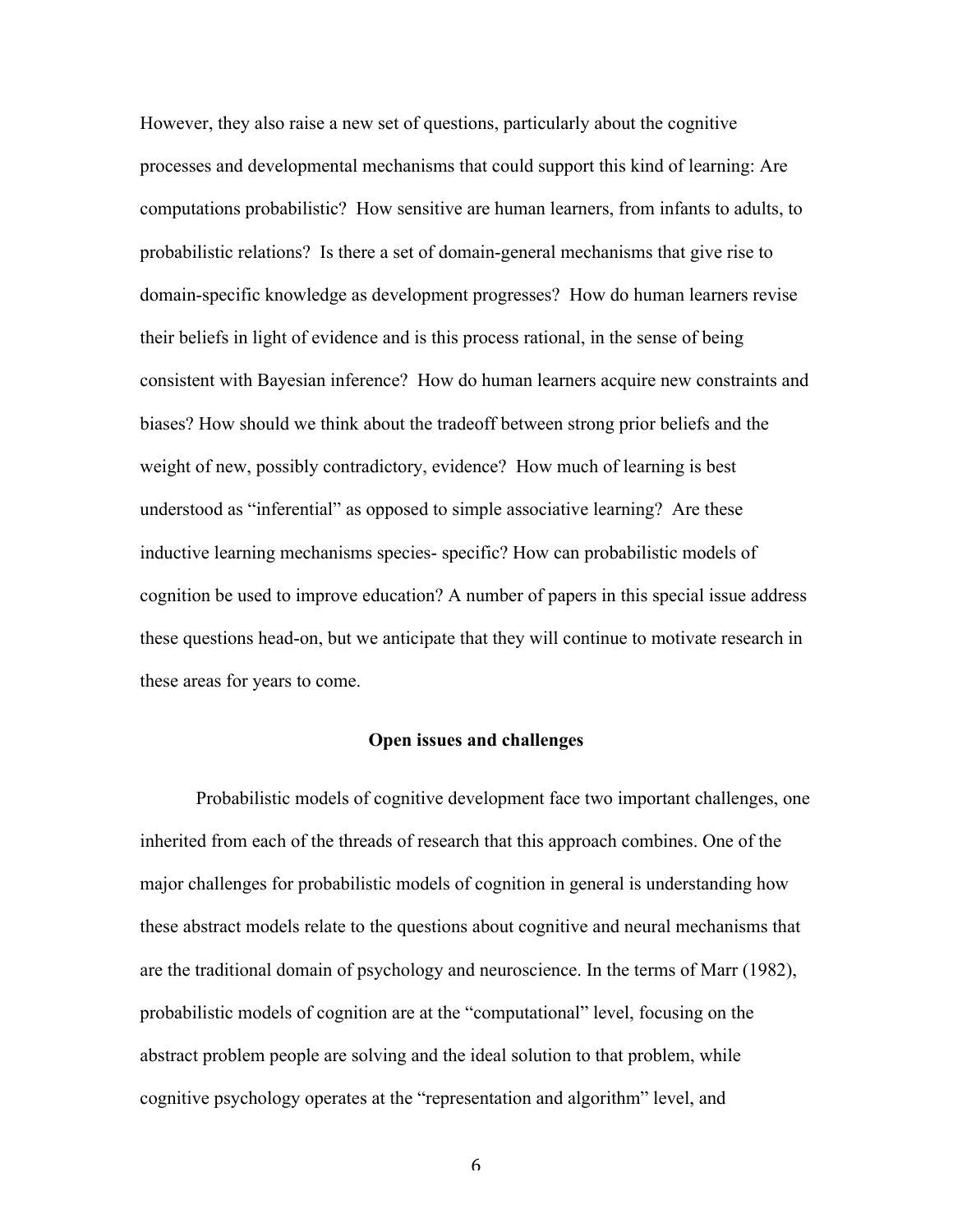However, they also raise a new set of questions, particularly about the cognitive processes and developmental mechanisms that could support this kind of learning: Are computations probabilistic? How sensitive are human learners, from infants to adults, to probabilistic relations? Is there a set of domain-general mechanisms that give rise to domain-specific knowledge as development progresses? How do human learners revise their beliefs in light of evidence and is this process rational, in the sense of being consistent with Bayesian inference? How do human learners acquire new constraints and biases? How should we think about the tradeoff between strong prior beliefs and the weight of new, possibly contradictory, evidence? How much of learning is best understood as "inferential" as opposed to simple associative learning? Are these inductive learning mechanisms species- specific? How can probabilistic models of cognition be used to improve education? A number of papers in this special issue address these questions head-on, but we anticipate that they will continue to motivate research in these areas for years to come.

## Open issues and challenges

Probabilistic models of cognitive development face two important challenges, one inherited from each of the threads of research that this approach combines. One of the major challenges for probabilistic models of cognition in general is understanding how these abstract models relate to the questions about cognitive and neural mechanisms that are the traditional domain of psychology and neuroscience. In the terms of Marr (1982), probabilistic models of cognition are at the "computational" level, focusing on the abstract problem people are solving and the ideal solution to that problem, while cognitive psychology operates at the "representation and algorithm" level, and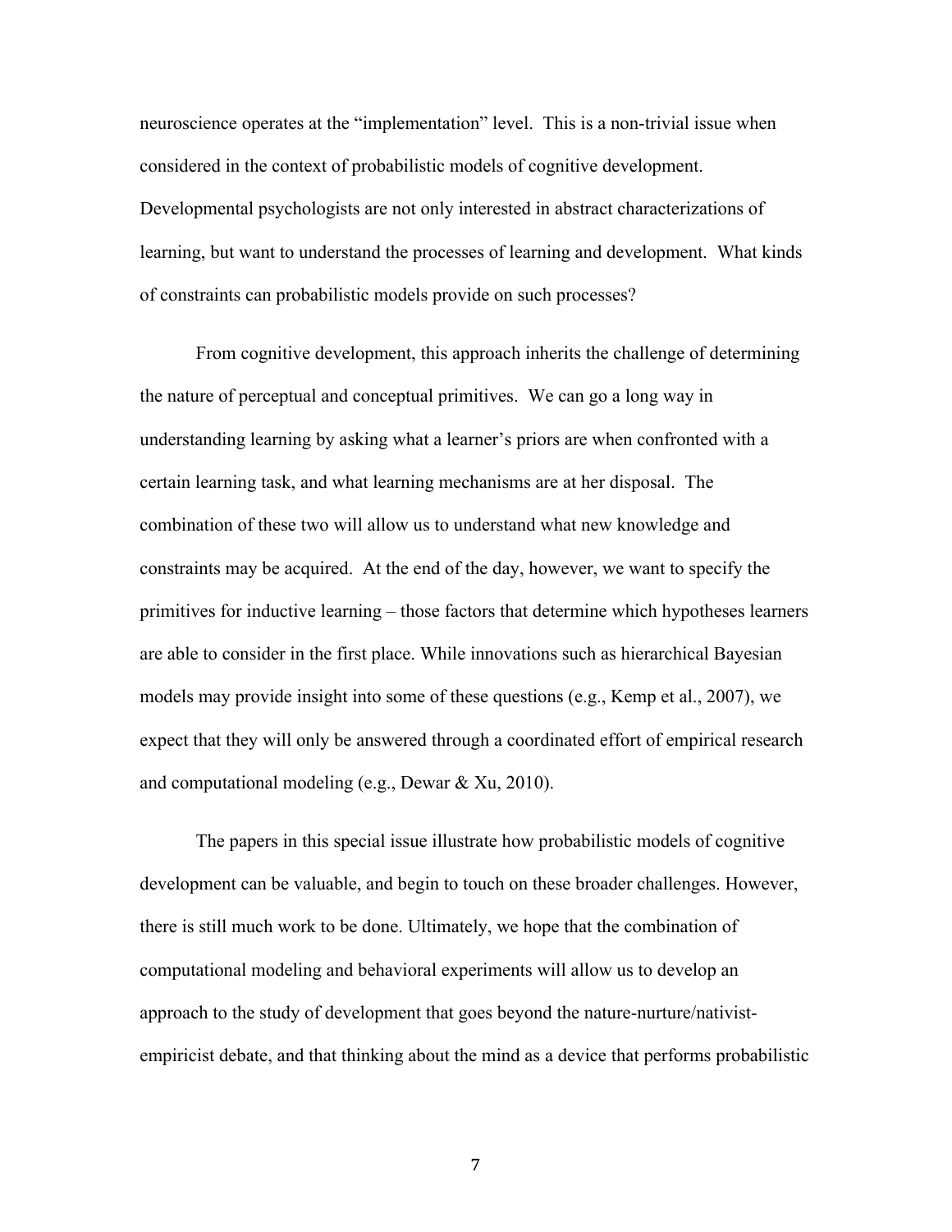neuroscience operates at the "implementation" level. This is a non-trivial issue when considered in the context of probabilistic models of cognitive development. Developmental psychologists are not only interested in abstract characterizations of learning, but want to understand the processes of learning and development. What kinds of constraints can probabilistic models provide on such processes?

From cognitive development, this approach inherits the challenge of determining the nature of perceptual and conceptual primitives. We can go a long way in understanding learning by asking what a learner's priors are when confronted with a certain learning task, and what learning mechanisms are at her disposal. The combination of these two will allow us to understand what new knowledge and constraints may be acquired. At the end of the day, however, we want to specify the primitives for inductive learning – those factors that determine which hypotheses learners are able to consider in the first place. While innovations such as hierarchical Bayesian models may provide insight into some of these questions (e.g., Kemp et al., 2007), we expect that they will only be answered through a coordinated effort of empirical research and computational modeling (e.g., Dewar & Xu, 2010).

The papers in this special issue illustrate how probabilistic models of cognitive development can be valuable, and begin to touch on these broader challenges. However, there is still much work to be done. Ultimately, we hope that the combination of computational modeling and behavioral experiments will allow us to develop an approach to the study of development that goes beyond the nature-nurture/nativist-empiricist debate, and that thinking about the mind as a device that performs probabilistic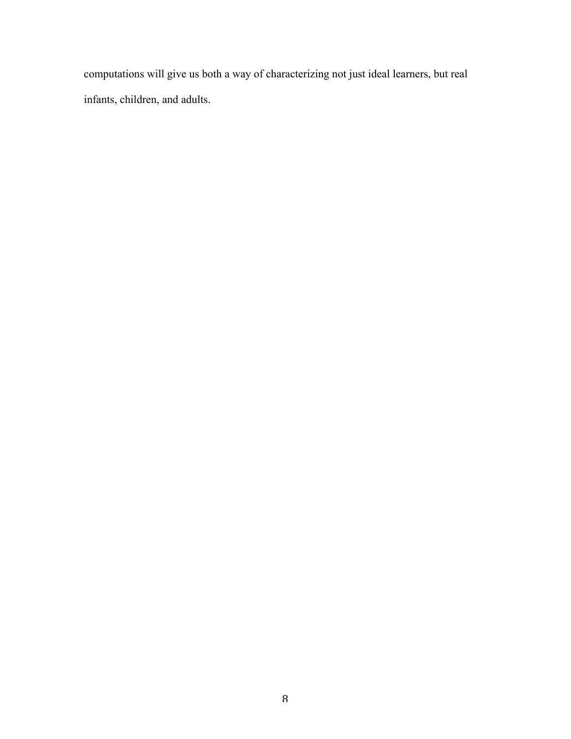computations will give us both a way of characterizing not just ideal learners, but real infants, children, and adults.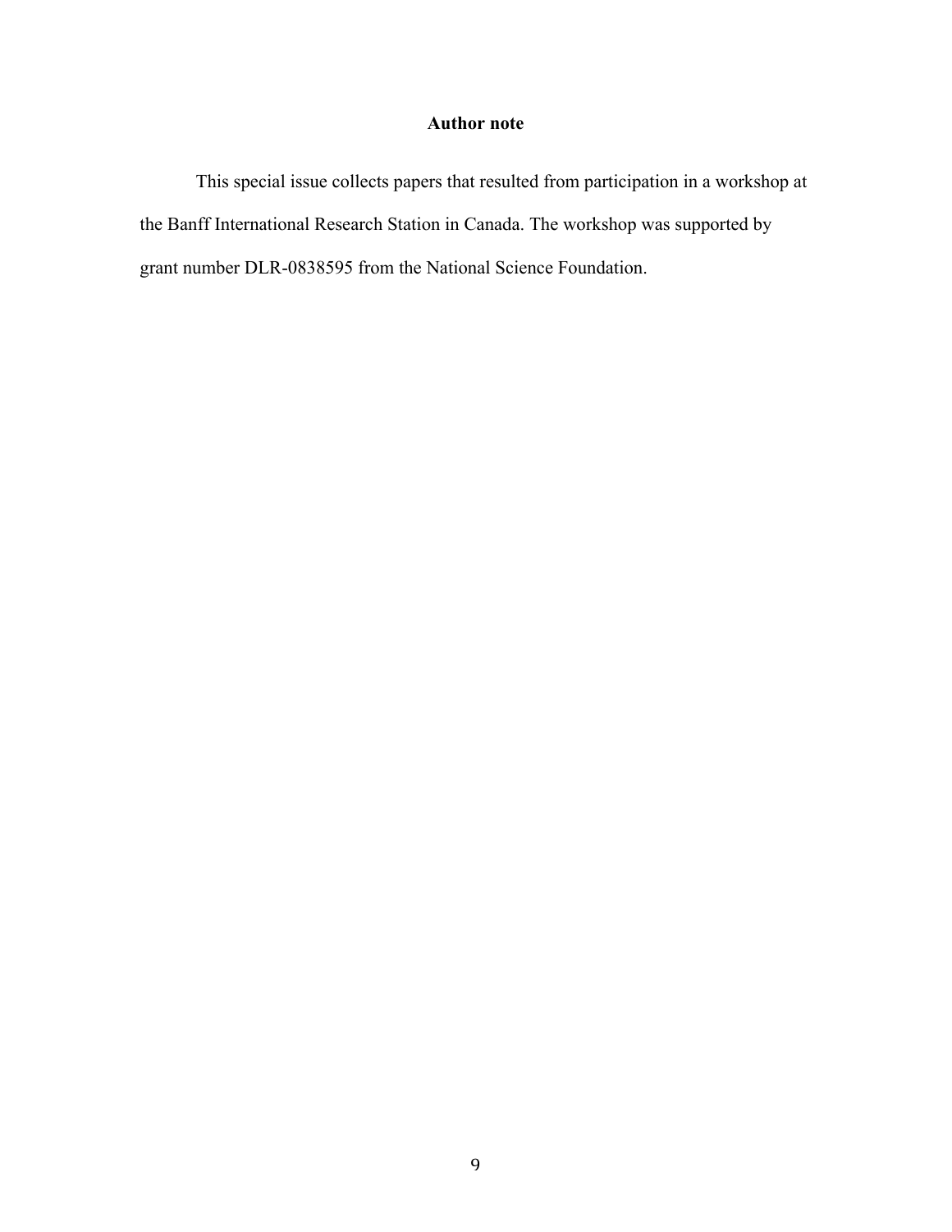# Author note

This special issue collects papers that resulted from participation in a workshop at the Banff International Research Station in Canada. The workshop was supported by grant number DLR-0838595 from the National Science Foundation.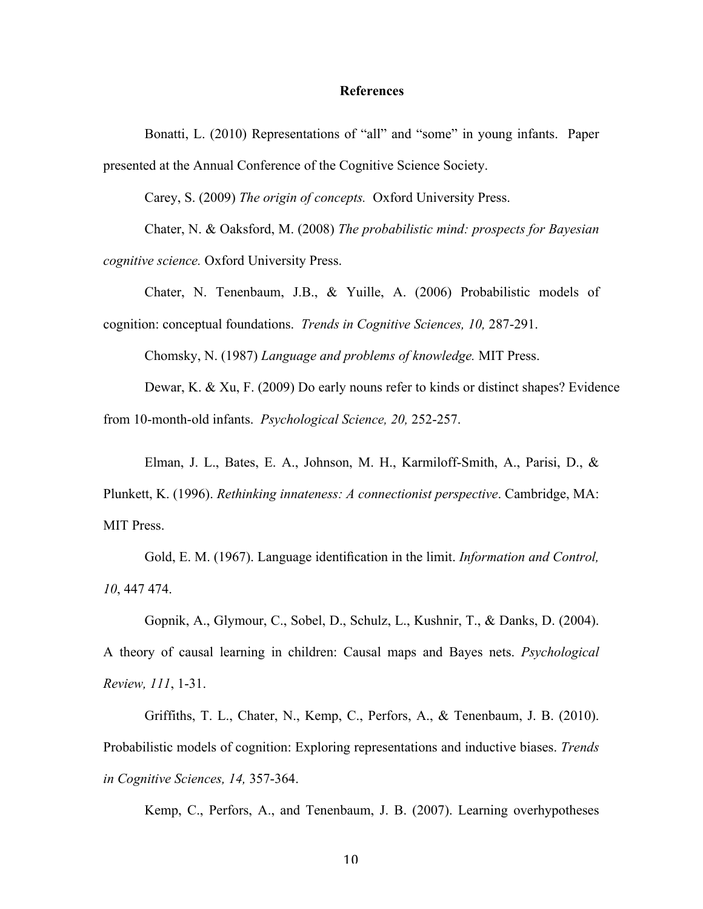## References

Bonatti, L. (2010) Representations of "all" and "some" in young infants. Paper presented at the Annual Conference of the Cognitive Science Society.

Carey, S. (2009) *The origin of concepts.* Oxford University Press.

Chater, N. & Oaksford, M. (2008) *The probabilistic mind: prospects for Bayesian cognitive science.* Oxford University Press.

Chater, N. Tenenbaum, J.B., & Yuille, A. (2006) Probabilistic models of cognition: conceptual foundations. *Trends in Cognitive Sciences, 10,* 287-291.

Chomsky, N. (1987) *Language and problems of knowledge.* MIT Press.

Dewar, K. & Xu, F. (2009) Do early nouns refer to kinds or distinct shapes? Evidence from 10-month-old infants. *Psychological Science, 20,* 252-257.

Elman, J. L., Bates, E. A., Johnson, M. H., Karmiloff-Smith, A., Parisi, D., & Plunkett, K. (1996). *Rethinking innateness: A connectionist perspective*. Cambridge, MA: MIT Press.

Gold, E. M. (1967). Language identification in the limit. *Information and Control, 10*, 447 474.

Gopnik, A., Glymour, C., Sobel, D., Schulz, L., Kushnir, T., & Danks, D. (2004). A theory of causal learning in children: Causal maps and Bayes nets. *Psychological Review, 111*, 1-31.

Griffiths, T. L., Chater, N., Kemp, C., Perfors, A., & Tenenbaum, J. B. (2010). Probabilistic models of cognition: Exploring representations and inductive biases. *Trends in Cognitive Sciences, 14,* 357-364.

Kemp, C., Perfors, A., and Tenenbaum, J. B. (2007). Learning overhypotheses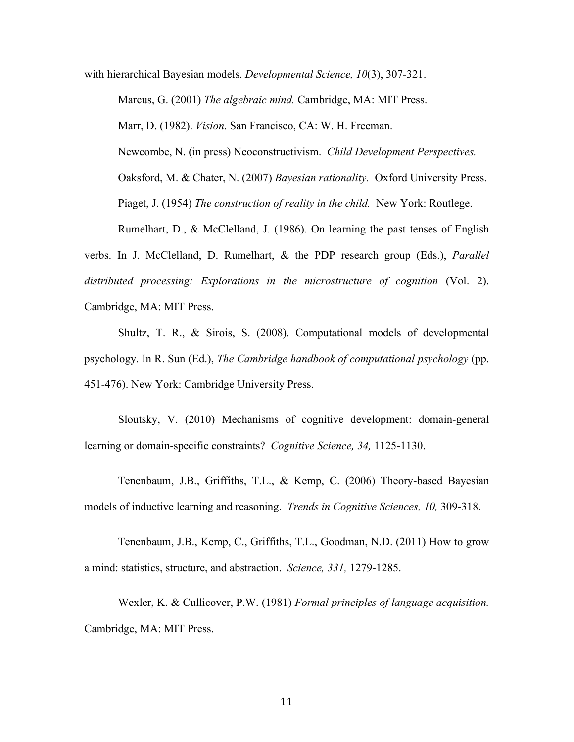with hierarchical Bayesian models. *Developmental Science, 10*(3), 307-321.

Marcus, G. (2001) *The algebraic mind.* Cambridge, MA: MIT Press.

Marr, D. (1982). *Vision*. San Francisco, CA: W. H. Freeman.

Newcombe, N. (in press) Neoconstructivism. *Child Development Perspectives.*

Oaksford, M. & Chater, N. (2007) *Bayesian rationality.* Oxford University Press.

Piaget, J. (1954) *The construction of reality in the child.* New York: Routlege.

Rumelhart, D., & McClelland, J. (1986). On learning the past tenses of English verbs. In J. McClelland, D. Rumelhart, & the PDP research group (Eds.), *Parallel distributed processing: Explorations in the microstructure of cognition* (Vol. 2). Cambridge, MA: MIT Press.

Shultz, T. R., & Sirois, S. (2008). Computational models of developmental psychology. In R. Sun (Ed.), *The Cambridge handbook of computational psychology* (pp. 451-476). New York: Cambridge University Press.

Sloutsky, V. (2010) Mechanisms of cognitive development: domain-general learning or domain-specific constraints? *Cognitive Science, 34,* 1125-1130.

Tenenbaum, J.B., Griffiths, T.L., & Kemp, C. (2006) Theory-based Bayesian models of inductive learning and reasoning. *Trends in Cognitive Sciences, 10,* 309-318.

Tenenbaum, J.B., Kemp, C., Griffiths, T.L., Goodman, N.D. (2011) How to grow a mind: statistics, structure, and abstraction. *Science, 331,* 1279-1285.

Wexler, K. & Cullicover, P.W. (1981) *Formal principles of language acquisition.* Cambridge, MA: MIT Press.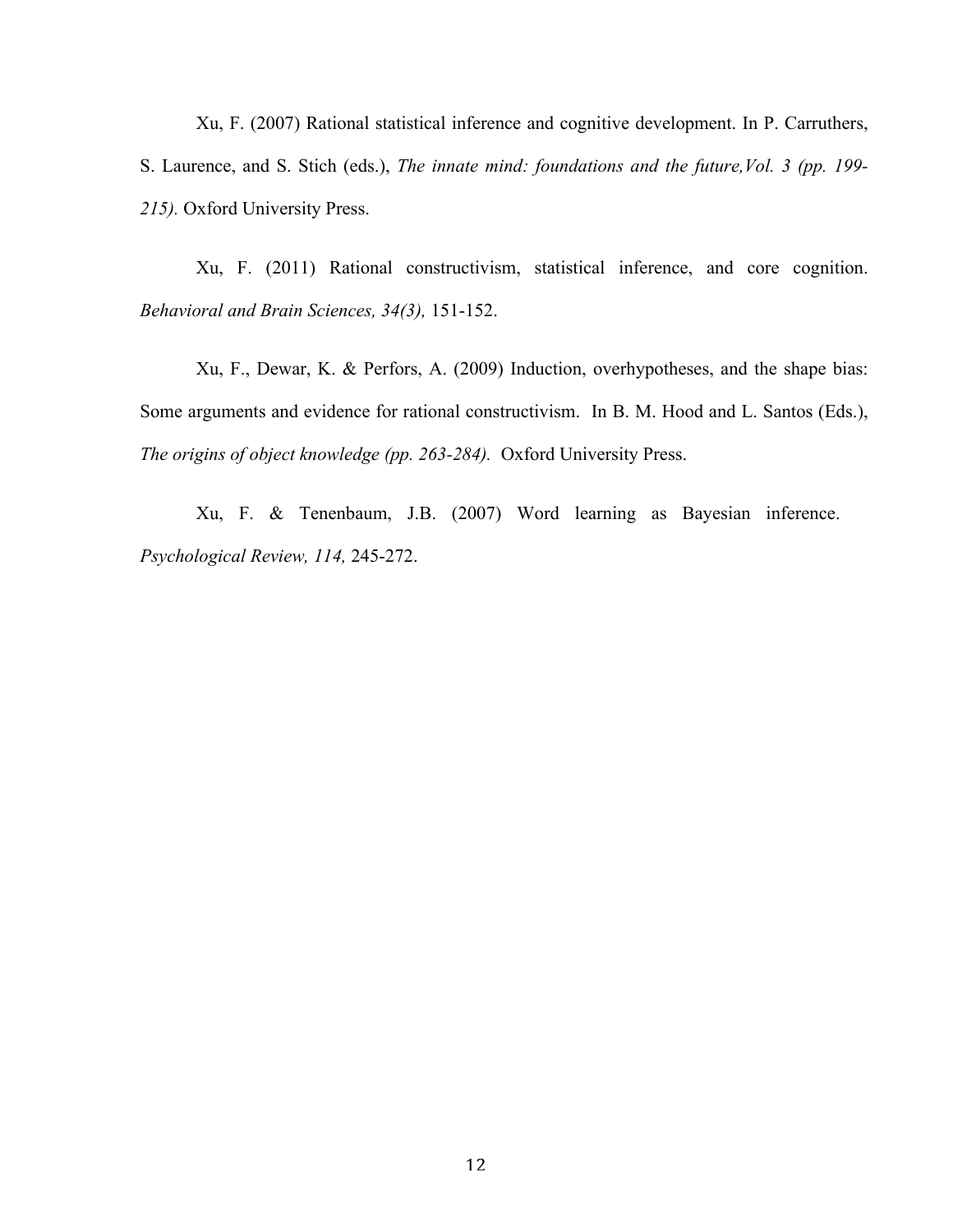Xu, F. (2007) Rational statistical inference and cognitive development. In P. Carruthers, S. Laurence, and S. Stich (eds.), *The innate mind: foundations and the future,Vol. 3 (pp. 199-215).* Oxford University Press.

Xu, F. (2011) Rational constructivism, statistical inference, and core cognition. *Behavioral and Brain Sciences, 34(3),* 151-152.

Xu, F., Dewar, K. & Perfors, A. (2009) Induction, overhypotheses, and the shape bias: Some arguments and evidence for rational constructivism. In B. M. Hood and L. Santos (Eds.), *The origins of object knowledge (pp. 263-284).* Oxford University Press.

Xu, F. & Tenenbaum, J.B. (2007) Word learning as Bayesian inference. *Psychological Review, 114,* 245-272.